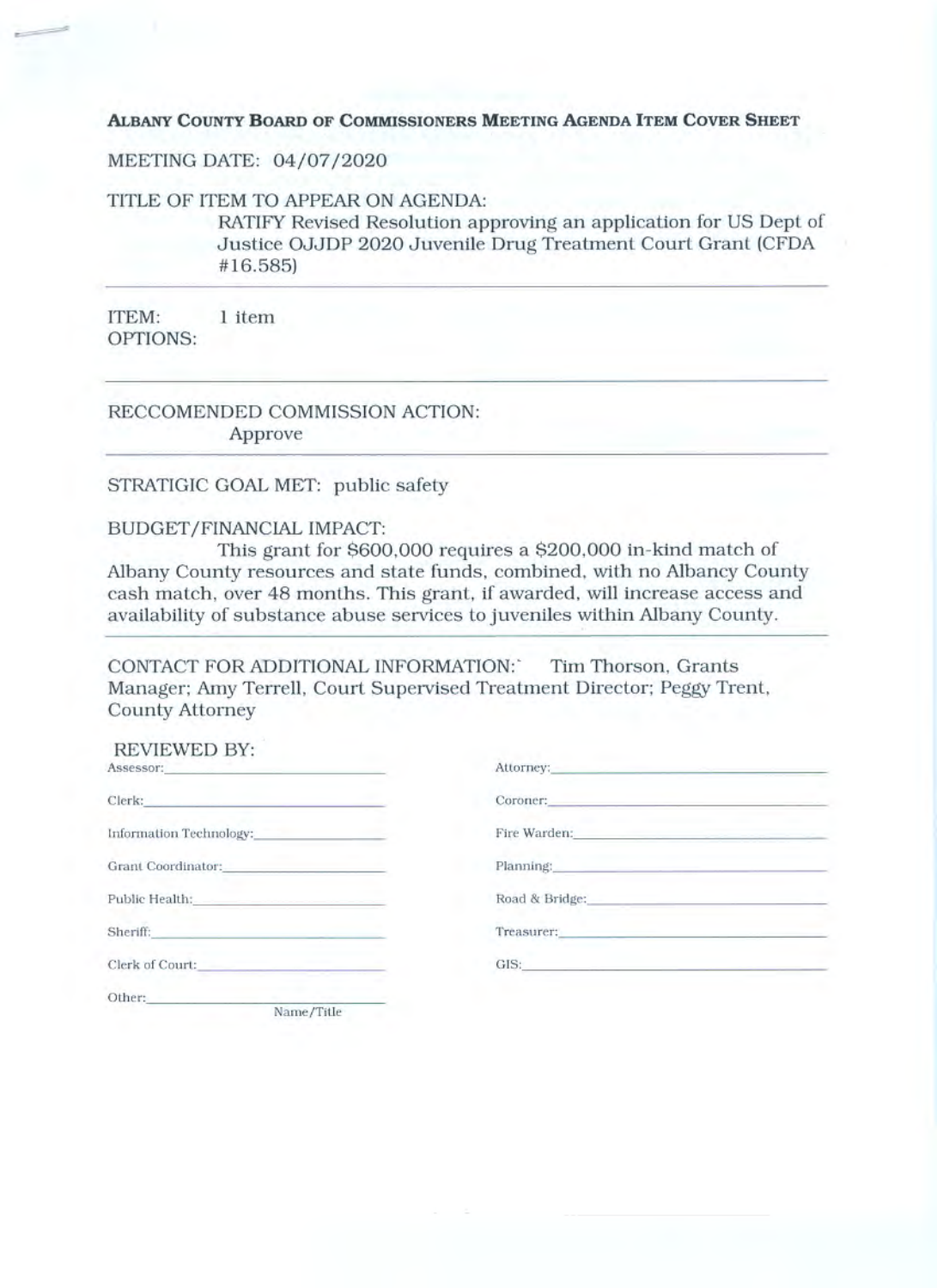# ALBANY COUNTY BOARD OF COMMISSIONERS MEETING AGENDA ITEM COVER SHEET

MEETING DATE: 04/07/2020

TITLE OF ITEM TO APPEAR ON AGENDA:

RATIFY Revised Resolution approving an application for US Dept of Justice OJJDP 2020 Juvenile Drug Treatment Court Grant (CFDA #16.585)

---

ITEM: 1 item

OPTIONS:

---

RECCOMENDED COMMISSION ACTION:

Approve

---

STRATIGIC GOAL MET: public safety

BUDGET/FINANCIAL IMPACT:

This grant for $600,000 requires a $200,000 in-kind match of Albany County resources and state funds, combined, with no Albancy County cash match, over 48 months. This grant, if awarded, will increase access and availability of substance abuse services to juveniles within Albany County.

---

CONTACT FOR ADDITIONAL INFORMATION:` Tim Thorson, Grants Manager; Amy Terrell, Court Supervised Treatment Director; Peggy Trent, County Attorney

REVIEWED BY:

| | |
|---|---|
| Assessor: ______________ | Attorney: ______________ |
| Clerk: ______________ | Coroner: ______________ |
| Information Technology: ______________ | Fire Warden: ______________ |
| Grant Coordinator: ______________ | Planning: ______________ |
| Public Health: ______________ | Road & Bridge: ______________ |
| Sheriff: ______________ | Treasurer: ______________ |
| Clerk of Court: ______________ | GIS: ______________ |
| Other: ______________ Name/Title | |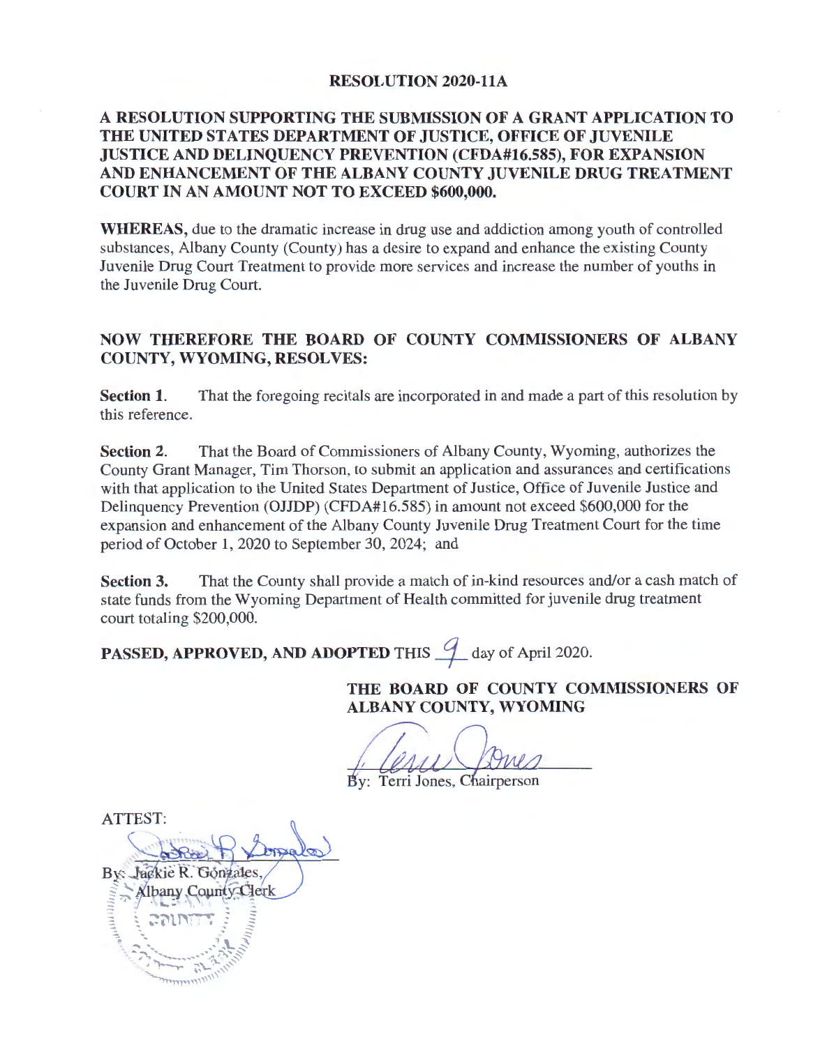**RESOLUTION 2020-11A**

**A RESOLUTION SUPPORTING THE SUBMISSION OF A GRANT APPLICATION TO THE UNITED STATES DEPARTMENT OF JUSTICE, OFFICE OF JUVENILE JUSTICE AND DELINQUENCY PREVENTION (CFDA#16.585), FOR EXPANSION AND ENHANCEMENT OF THE ALBANY COUNTY JUVENILE DRUG TREATMENT COURT IN AN AMOUNT NOT TO EXCEED $600,000.**

**WHEREAS,** due to the dramatic increase in drug use and addiction among youth of controlled substances, Albany County (County) has a desire to expand and enhance the existing County Juvenile Drug Court Treatment to provide more services and increase the number of youths in the Juvenile Drug Court.

**NOW THEREFORE THE BOARD OF COUNTY COMMISSIONERS OF ALBANY COUNTY, WYOMING, RESOLVES:**

**Section 1.** That the foregoing recitals are incorporated in and made a part of this resolution by this reference.

**Section 2.** That the Board of Commissioners of Albany County, Wyoming, authorizes the County Grant Manager, Tim Thorson, to submit an application and assurances and certifications with that application to the United States Department of Justice, Office of Juvenile Justice and Delinquency Prevention (OJJDP) (CFDA#16.585) in amount not exceed $600,000 for the expansion and enhancement of the Albany County Juvenile Drug Treatment Court for the time period of October 1, 2020 to September 30, 2024; and

**Section 3.** That the County shall provide a match of in-kind resources and/or a cash match of state funds from the Wyoming Department of Health committed for juvenile drug treatment court totaling $200,000.

**PASSED, APPROVED, AND ADOPTED** THIS 9 day of April 2020.

**THE BOARD OF COUNTY COMMISSIONERS OF ALBANY COUNTY, WYOMING**

By: Terri Jones, Chairperson

ATTEST:

By: Jackie R. Gonzales,
Albany County Clerk